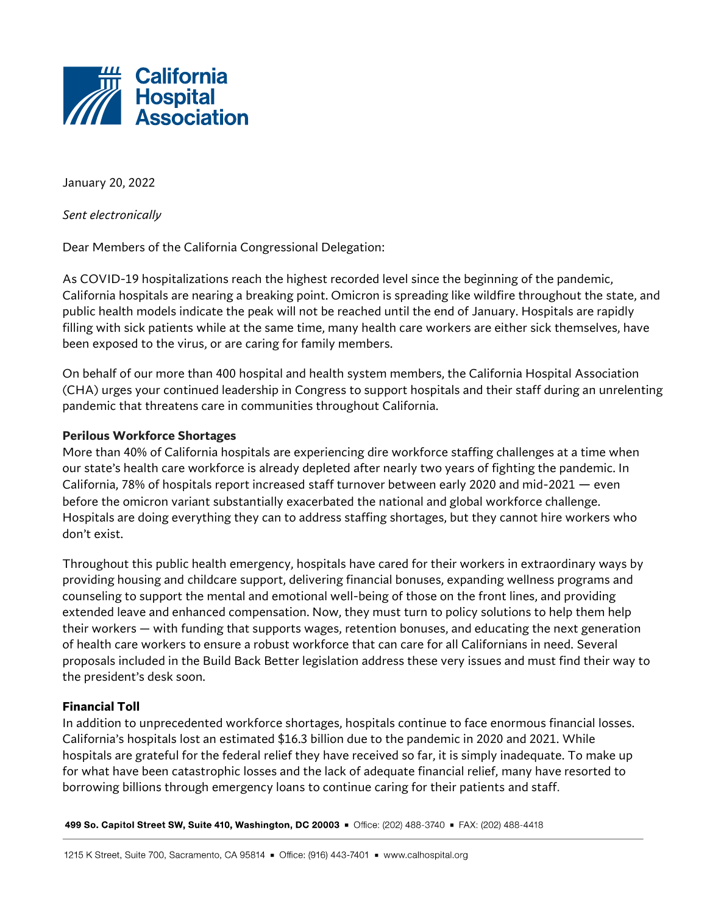California Hospital Association

January 20, 2022

*Sent electronically*

Dear Members of the California Congressional Delegation:

As COVID-19 hospitalizations reach the highest recorded level since the beginning of the pandemic, California hospitals are nearing a breaking point. Omicron is spreading like wildfire throughout the state, and public health models indicate the peak will not be reached until the end of January. Hospitals are rapidly filling with sick patients while at the same time, many health care workers are either sick themselves, have been exposed to the virus, or are caring for family members.

On behalf of our more than 400 hospital and health system members, the California Hospital Association (CHA) urges your continued leadership in Congress to support hospitals and their staff during an unrelenting pandemic that threatens care in communities throughout California.

**Perilous Workforce Shortages**

More than 40% of California hospitals are experiencing dire workforce staffing challenges at a time when our state's health care workforce is already depleted after nearly two years of fighting the pandemic. In California, 78% of hospitals report increased staff turnover between early 2020 and mid-2021 — even before the omicron variant substantially exacerbated the national and global workforce challenge. Hospitals are doing everything they can to address staffing shortages, but they cannot hire workers who don't exist.

Throughout this public health emergency, hospitals have cared for their workers in extraordinary ways by providing housing and childcare support, delivering financial bonuses, expanding wellness programs and counseling to support the mental and emotional well-being of those on the front lines, and providing extended leave and enhanced compensation. Now, they must turn to policy solutions to help them help their workers — with funding that supports wages, retention bonuses, and educating the next generation of health care workers to ensure a robust workforce that can care for all Californians in need. Several proposals included in the Build Back Better legislation address these very issues and must find their way to the president's desk soon.

**Financial Toll**

In addition to unprecedented workforce shortages, hospitals continue to face enormous financial losses. California's hospitals lost an estimated $16.3 billion due to the pandemic in 2020 and 2021. While hospitals are grateful for the federal relief they have received so far, it is simply inadequate. To make up for what have been catastrophic losses and the lack of adequate financial relief, many have resorted to borrowing billions through emergency loans to continue caring for their patients and staff.

**499 So. Capitol Street SW, Suite 410, Washington, DC 20003** ▪ Office: (202) 488-3740 ▪ FAX: (202) 488-4418

1215 K Street, Suite 700, Sacramento, CA 95814 ▪ Office: (916) 443-7401 ▪ www.calhospital.org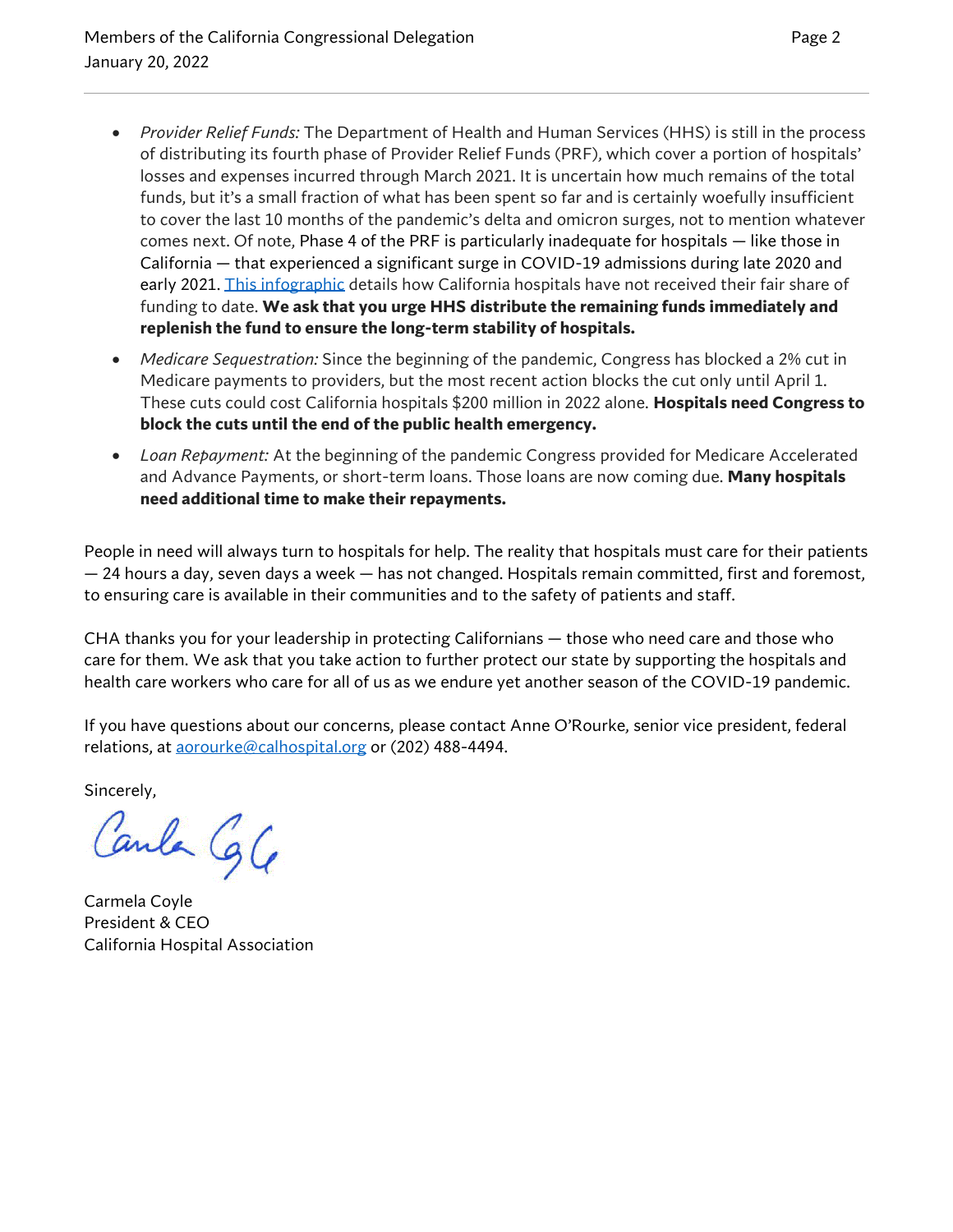- *Provider Relief Funds:* The Department of Health and Human Services (HHS) is still in the process of distributing its fourth phase of Provider Relief Funds (PRF), which cover a portion of hospitals' losses and expenses incurred through March 2021. It is uncertain how much remains of the total funds, but it's a small fraction of what has been spent so far and is certainly woefully insufficient to cover the last 10 months of the pandemic's delta and omicron surges, not to mention whatever comes next. Of note, Phase 4 of the PRF is particularly inadequate for hospitals — like those in California — that experienced a significant surge in COVID-19 admissions during late 2020 and early 2021. This infographic details how California hospitals have not received their fair share of funding to date. **We ask that you urge HHS distribute the remaining funds immediately and replenish the fund to ensure the long-term stability of hospitals.**
- *Medicare Sequestration:* Since the beginning of the pandemic, Congress has blocked a 2% cut in Medicare payments to providers, but the most recent action blocks the cut only until April 1. These cuts could cost California hospitals $200 million in 2022 alone. **Hospitals need Congress to block the cuts until the end of the public health emergency.**
- *Loan Repayment:* At the beginning of the pandemic Congress provided for Medicare Accelerated and Advance Payments, or short-term loans. Those loans are now coming due. **Many hospitals need additional time to make their repayments.**

People in need will always turn to hospitals for help. The reality that hospitals must care for their patients — 24 hours a day, seven days a week — has not changed. Hospitals remain committed, first and foremost, to ensuring care is available in their communities and to the safety of patients and staff.

CHA thanks you for your leadership in protecting Californians — those who need care and those who care for them. We ask that you take action to further protect our state by supporting the hospitals and health care workers who care for all of us as we endure yet another season of the COVID-19 pandemic.

If you have questions about our concerns, please contact Anne O'Rourke, senior vice president, federal relations, at aorourke@calhospital.org or (202) 488-4494.

Sincerely,

Carmela Coyle
President & CEO
California Hospital Association